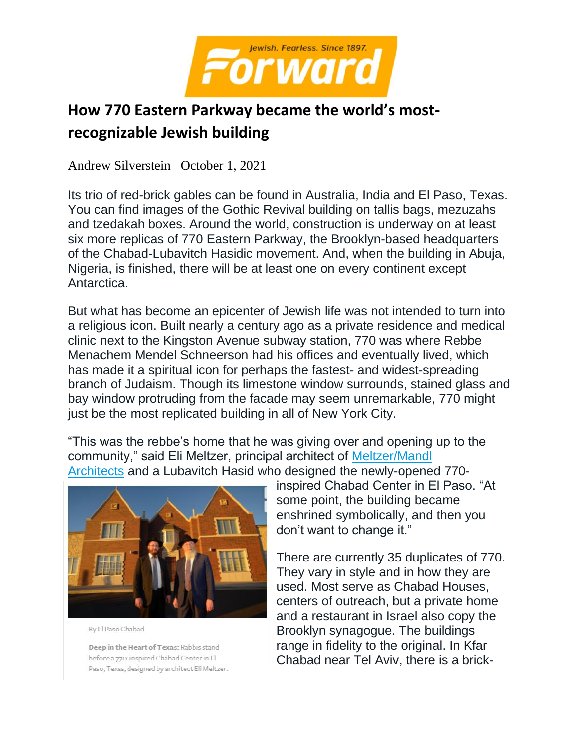Jewish. Fearless. Since 1897.

**Forward**

# How 770 Eastern Parkway became the world's most-recognizable Jewish building

Andrew Silverstein   October 1, 2021

Its trio of red-brick gables can be found in Australia, India and El Paso, Texas. You can find images of the Gothic Revival building on tallis bags, mezuzahs and tzedakah boxes. Around the world, construction is underway on at least six more replicas of 770 Eastern Parkway, the Brooklyn-based headquarters of the Chabad-Lubavitch Hasidic movement. And, when the building in Abuja, Nigeria, is finished, there will be at least one on every continent except Antarctica.

But what has become an epicenter of Jewish life was not intended to turn into a religious icon. Built nearly a century ago as a private residence and medical clinic next to the Kingston Avenue subway station, 770 was where Rebbe Menachem Mendel Schneerson had his offices and eventually lived, which has made it a spiritual icon for perhaps the fastest- and widest-spreading branch of Judaism. Though its limestone window surrounds, stained glass and bay window protruding from the facade may seem unremarkable, 770 might just be the most replicated building in all of New York City.

"This was the rebbe's home that he was giving over and opening up to the community," said Eli Meltzer, principal architect of Meltzer/Mandl Architects and a Lubavitch Hasid who designed the newly-opened 770-inspired Chabad Center in El Paso. "At some point, the building became enshrined symbolically, and then you don't want to change it."

By El Paso Chabad

**Deep in the Heart of Texas:** Rabbis stand before a 770-inspired Chabad Center in El Paso, Texas, designed by architect Eli Meltzer.

There are currently 35 duplicates of 770. They vary in style and in how they are used. Most serve as Chabad Houses, centers of outreach, but a private home and a restaurant in Israel also copy the Brooklyn synagogue. The buildings range in fidelity to the original. In Kfar Chabad near Tel Aviv, there is a brick-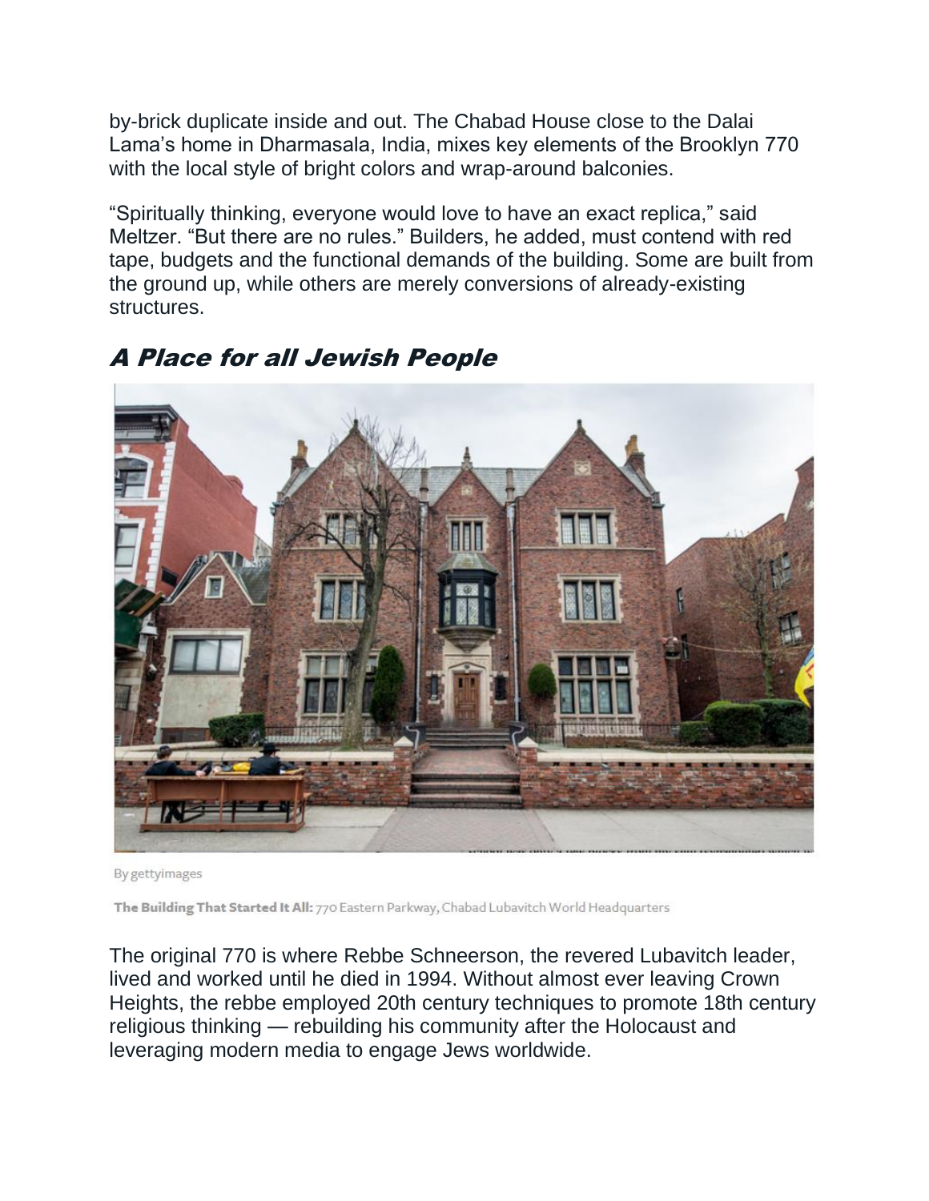by-brick duplicate inside and out. The Chabad House close to the Dalai Lama's home in Dharmasala, India, mixes key elements of the Brooklyn 770 with the local style of bright colors and wrap-around balconies.

"Spiritually thinking, everyone would love to have an exact replica," said Meltzer. "But there are no rules." Builders, he added, must contend with red tape, budgets and the functional demands of the building. Some are built from the ground up, while others are merely conversions of already-existing structures.

## *A Place for all Jewish People*

By gettyimages

**The Building That Started It All:** 770 Eastern Parkway, Chabad Lubavitch World Headquarters

The original 770 is where Rebbe Schneerson, the revered Lubavitch leader, lived and worked until he died in 1994. Without almost ever leaving Crown Heights, the rebbe employed 20th century techniques to promote 18th century religious thinking — rebuilding his community after the Holocaust and leveraging modern media to engage Jews worldwide.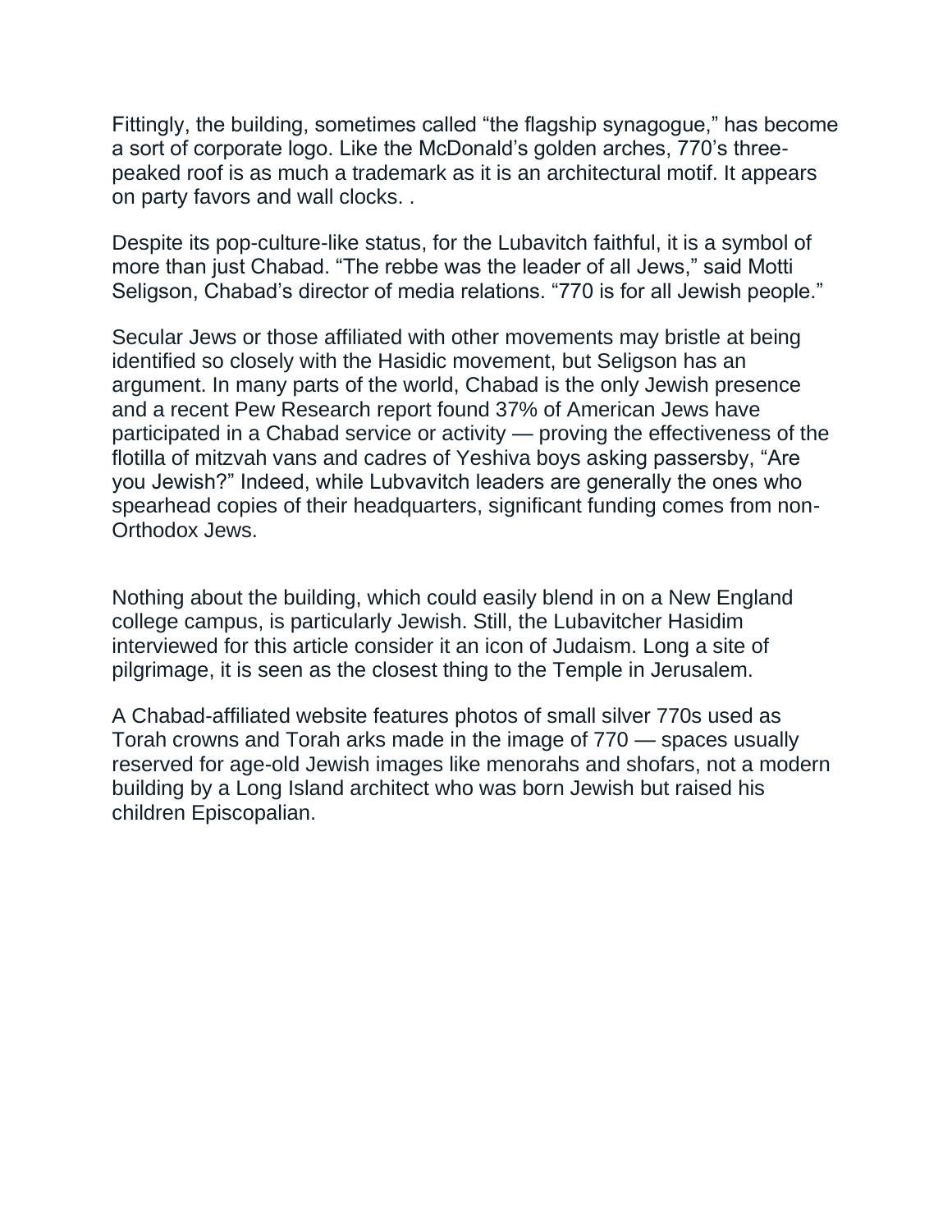Fittingly, the building, sometimes called "the flagship synagogue," has become a sort of corporate logo. Like the McDonald's golden arches, 770's three-peaked roof is as much a trademark as it is an architectural motif. It appears on party favors and wall clocks. .

Despite its pop-culture-like status, for the Lubavitch faithful, it is a symbol of more than just Chabad. "The rebbe was the leader of all Jews," said Motti Seligson, Chabad's director of media relations. "770 is for all Jewish people."

Secular Jews or those affiliated with other movements may bristle at being identified so closely with the Hasidic movement, but Seligson has an argument. In many parts of the world, Chabad is the only Jewish presence and a recent Pew Research report found 37% of American Jews have participated in a Chabad service or activity — proving the effectiveness of the flotilla of mitzvah vans and cadres of Yeshiva boys asking passersby, "Are you Jewish?" Indeed, while Lubvavitch leaders are generally the ones who spearhead copies of their headquarters, significant funding comes from non-Orthodox Jews.

Nothing about the building, which could easily blend in on a New England college campus, is particularly Jewish. Still, the Lubavitcher Hasidim interviewed for this article consider it an icon of Judaism. Long a site of pilgrimage, it is seen as the closest thing to the Temple in Jerusalem.

A Chabad-affiliated website features photos of small silver 770s used as Torah crowns and Torah arks made in the image of 770 — spaces usually reserved for age-old Jewish images like menorahs and shofars, not a modern building by a Long Island architect who was born Jewish but raised his children Episcopalian.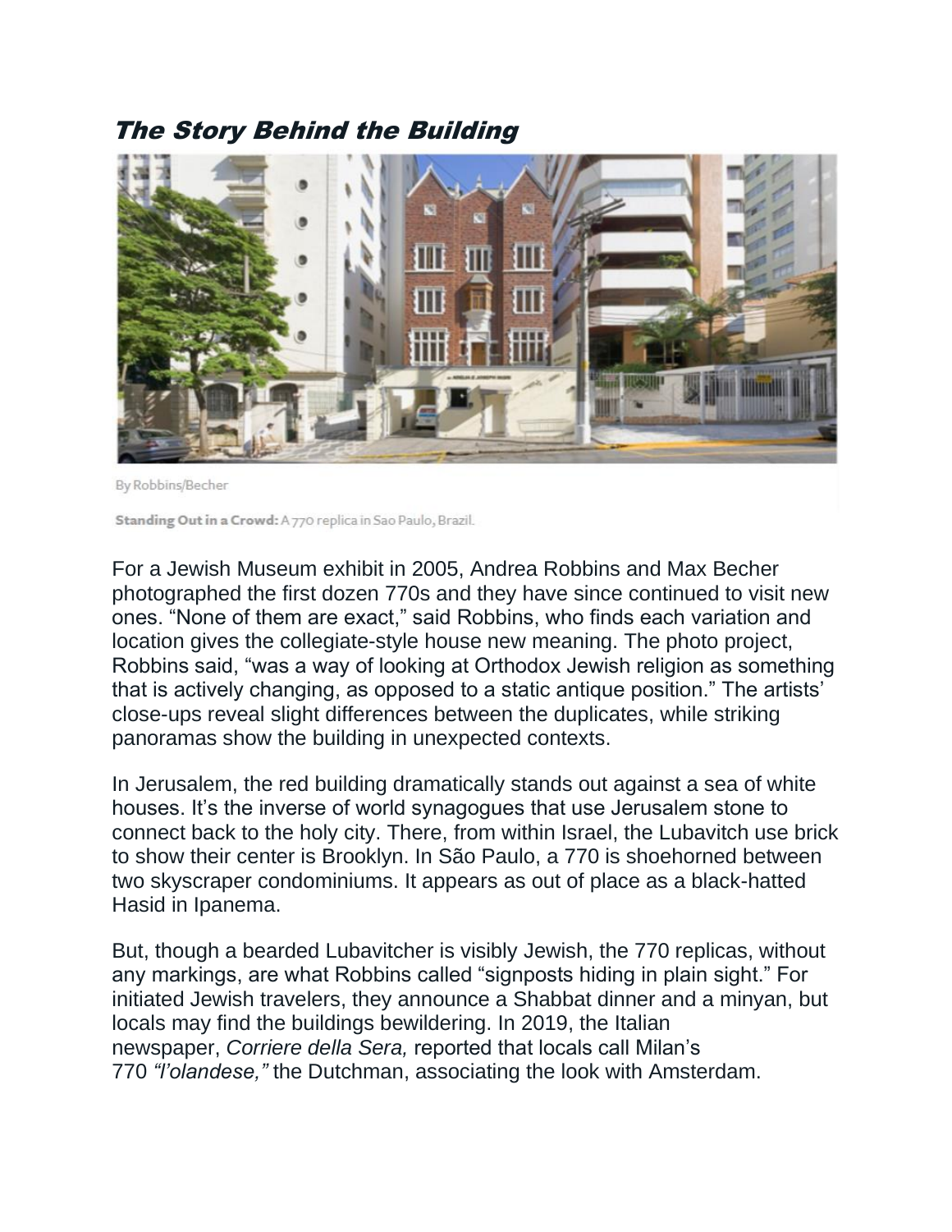## *The Story Behind the Building*

By Robbins/Becher

**Standing Out in a Crowd:** A 770 replica in Sao Paulo, Brazil.

For a Jewish Museum exhibit in 2005, Andrea Robbins and Max Becher photographed the first dozen 770s and they have since continued to visit new ones. "None of them are exact," said Robbins, who finds each variation and location gives the collegiate-style house new meaning. The photo project, Robbins said, "was a way of looking at Orthodox Jewish religion as something that is actively changing, as opposed to a static antique position." The artists' close-ups reveal slight differences between the duplicates, while striking panoramas show the building in unexpected contexts.

In Jerusalem, the red building dramatically stands out against a sea of white houses. It's the inverse of world synagogues that use Jerusalem stone to connect back to the holy city. There, from within Israel, the Lubavitch use brick to show their center is Brooklyn. In São Paulo, a 770 is shoehorned between two skyscraper condominiums. It appears as out of place as a black-hatted Hasid in Ipanema.

But, though a bearded Lubavitcher is visibly Jewish, the 770 replicas, without any markings, are what Robbins called "signposts hiding in plain sight." For initiated Jewish travelers, they announce a Shabbat dinner and a minyan, but locals may find the buildings bewildering. In 2019, the Italian newspaper, *Corriere della Sera,* reported that locals call Milan's 770 *"l'olandese,"* the Dutchman, associating the look with Amsterdam.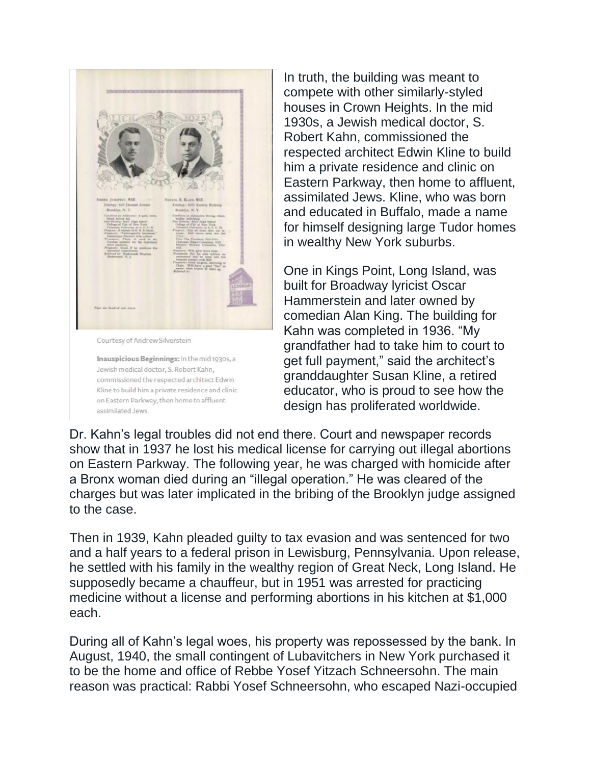Courtesy of Andrew Silverstein

**Inauspicious Beginnings:** In the mid 1930s, a Jewish medical doctor, S. Robert Kahn, commissioned the respected architect Edwin Kline to build him a private residence and clinic on Eastern Parkway, then home to affluent assimilated Jews.

In truth, the building was meant to compete with other similarly-styled houses in Crown Heights. In the mid 1930s, a Jewish medical doctor, S. Robert Kahn, commissioned the respected architect Edwin Kline to build him a private residence and clinic on Eastern Parkway, then home to affluent, assimilated Jews. Kline, who was born and educated in Buffalo, made a name for himself designing large Tudor homes in wealthy New York suburbs.

One in Kings Point, Long Island, was built for Broadway lyricist Oscar Hammerstein and later owned by comedian Alan King. The building for Kahn was completed in 1936. "My grandfather had to take him to court to get full payment," said the architect's granddaughter Susan Kline, a retired educator, who is proud to see how the design has proliferated worldwide.

Dr. Kahn's legal troubles did not end there. Court and newspaper records show that in 1937 he lost his medical license for carrying out illegal abortions on Eastern Parkway. The following year, he was charged with homicide after a Bronx woman died during an "illegal operation." He was cleared of the charges but was later implicated in the bribing of the Brooklyn judge assigned to the case.

Then in 1939, Kahn pleaded guilty to tax evasion and was sentenced for two and a half years to a federal prison in Lewisburg, Pennsylvania. Upon release, he settled with his family in the wealthy region of Great Neck, Long Island. He supposedly became a chauffeur, but in 1951 was arrested for practicing medicine without a license and performing abortions in his kitchen at $1,000 each.

During all of Kahn's legal woes, his property was repossessed by the bank. In August, 1940, the small contingent of Lubavitchers in New York purchased it to be the home and office of Rebbe Yosef Yitzach Schneersohn. The main reason was practical: Rabbi Yosef Schneersohn, who escaped Nazi-occupied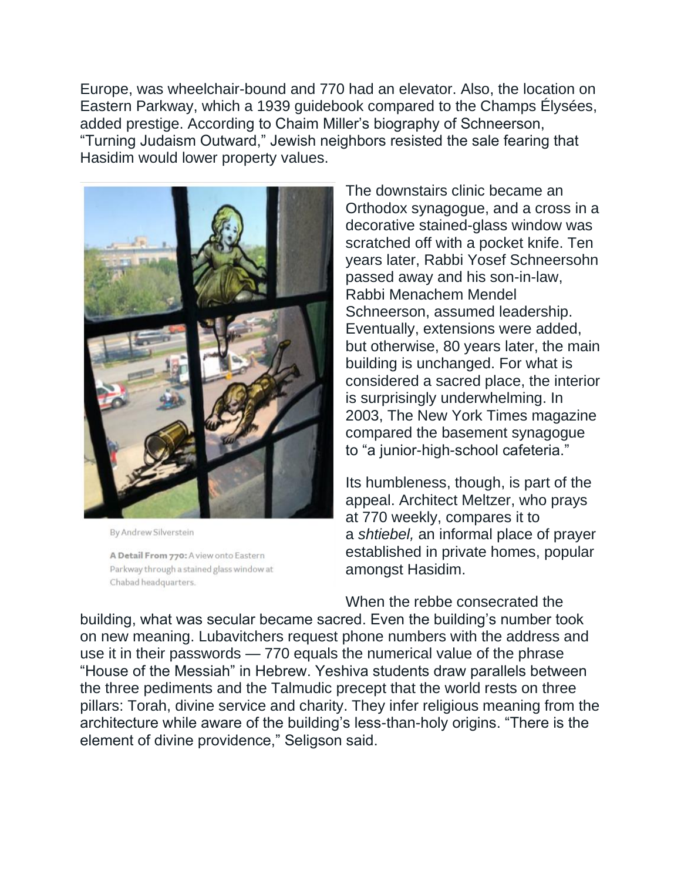Europe, was wheelchair-bound and 770 had an elevator. Also, the location on Eastern Parkway, which a 1939 guidebook compared to the Champs Élysées, added prestige. According to Chaim Miller's biography of Schneerson, "Turning Judaism Outward," Jewish neighbors resisted the sale fearing that Hasidim would lower property values.

By Andrew Silverstein

**A Detail From 770:** A view onto Eastern Parkway through a stained glass window at Chabad headquarters.

The downstairs clinic became an Orthodox synagogue, and a cross in a decorative stained-glass window was scratched off with a pocket knife. Ten years later, Rabbi Yosef Schneersohn passed away and his son-in-law, Rabbi Menachem Mendel Schneerson, assumed leadership. Eventually, extensions were added, but otherwise, 80 years later, the main building is unchanged. For what is considered a sacred place, the interior is surprisingly underwhelming. In 2003, The New York Times magazine compared the basement synagogue to "a junior-high-school cafeteria."

Its humbleness, though, is part of the appeal. Architect Meltzer, who prays at 770 weekly, compares it to a *shtiebel,* an informal place of prayer established in private homes, popular amongst Hasidim.

When the rebbe consecrated the building, what was secular became sacred. Even the building's number took on new meaning. Lubavitchers request phone numbers with the address and use it in their passwords — 770 equals the numerical value of the phrase "House of the Messiah" in Hebrew. Yeshiva students draw parallels between the three pediments and the Talmudic precept that the world rests on three pillars: Torah, divine service and charity. They infer religious meaning from the architecture while aware of the building's less-than-holy origins. "There is the element of divine providence," Seligson said.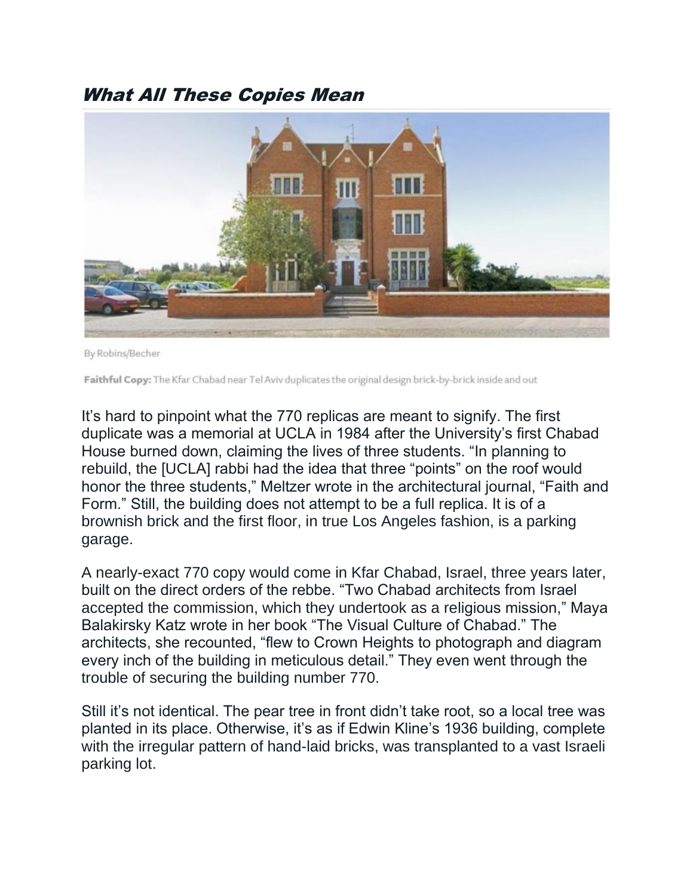## *What All These Copies Mean*

By Robins/Becher

**Faithful Copy:** The Kfar Chabad near Tel Aviv duplicates the original design brick-by-brick inside and out

It's hard to pinpoint what the 770 replicas are meant to signify. The first duplicate was a memorial at UCLA in 1984 after the University's first Chabad House burned down, claiming the lives of three students. "In planning to rebuild, the [UCLA] rabbi had the idea that three "points" on the roof would honor the three students," Meltzer wrote in the architectural journal, "Faith and Form." Still, the building does not attempt to be a full replica. It is of a brownish brick and the first floor, in true Los Angeles fashion, is a parking garage.

A nearly-exact 770 copy would come in Kfar Chabad, Israel, three years later, built on the direct orders of the rebbe. "Two Chabad architects from Israel accepted the commission, which they undertook as a religious mission," Maya Balakirsky Katz wrote in her book "The Visual Culture of Chabad." The architects, she recounted, "flew to Crown Heights to photograph and diagram every inch of the building in meticulous detail." They even went through the trouble of securing the building number 770.

Still it's not identical. The pear tree in front didn't take root, so a local tree was planted in its place. Otherwise, it's as if Edwin Kline's 1936 building, complete with the irregular pattern of hand-laid bricks, was transplanted to a vast Israeli parking lot.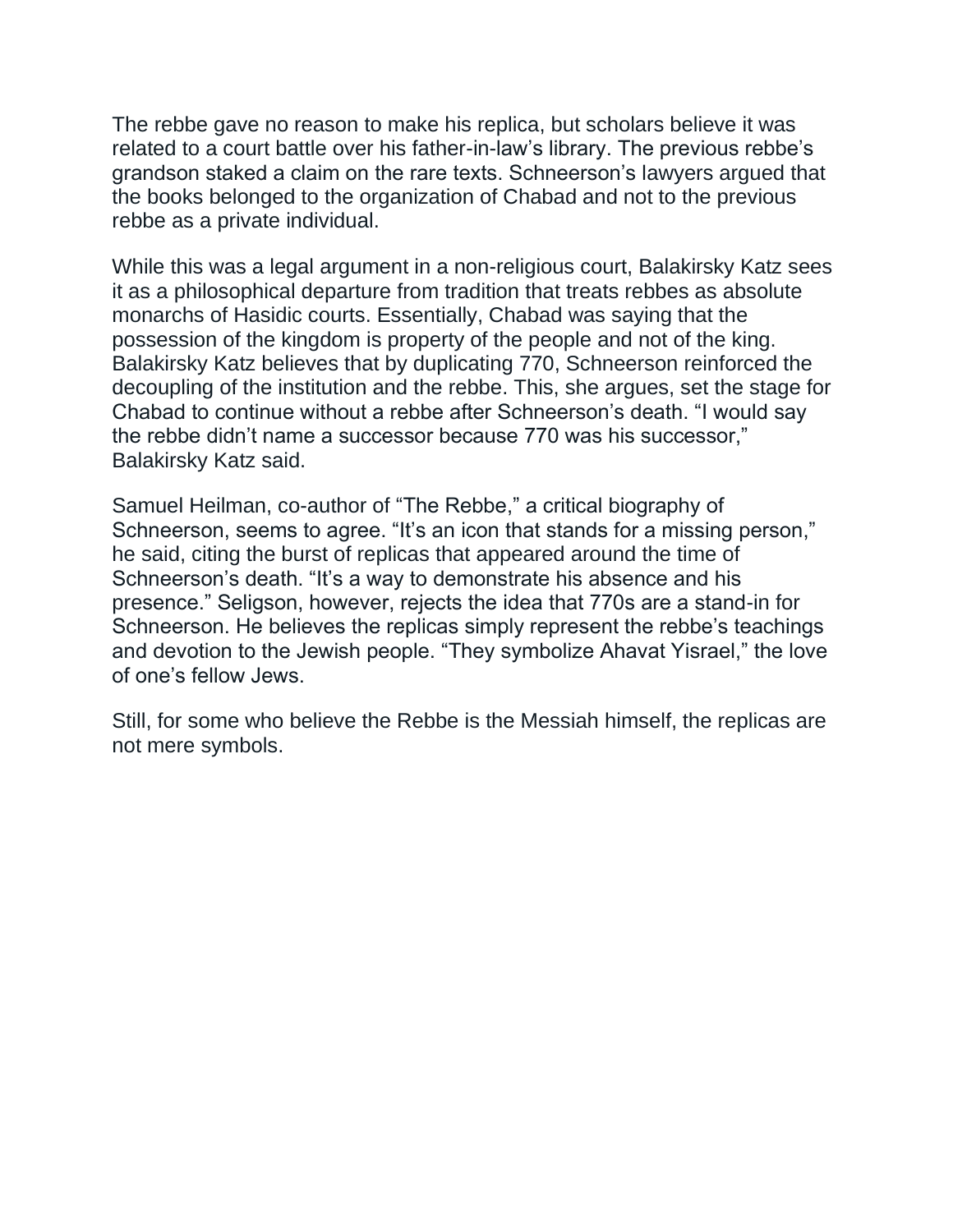The rebbe gave no reason to make his replica, but scholars believe it was related to a court battle over his father-in-law's library. The previous rebbe's grandson staked a claim on the rare texts. Schneerson's lawyers argued that the books belonged to the organization of Chabad and not to the previous rebbe as a private individual.

While this was a legal argument in a non-religious court, Balakirsky Katz sees it as a philosophical departure from tradition that treats rebbes as absolute monarchs of Hasidic courts. Essentially, Chabad was saying that the possession of the kingdom is property of the people and not of the king. Balakirsky Katz believes that by duplicating 770, Schneerson reinforced the decoupling of the institution and the rebbe. This, she argues, set the stage for Chabad to continue without a rebbe after Schneerson's death. "I would say the rebbe didn't name a successor because 770 was his successor," Balakirsky Katz said.

Samuel Heilman, co-author of "The Rebbe," a critical biography of Schneerson, seems to agree. "It's an icon that stands for a missing person," he said, citing the burst of replicas that appeared around the time of Schneerson's death. "It's a way to demonstrate his absence and his presence." Seligson, however, rejects the idea that 770s are a stand-in for Schneerson. He believes the replicas simply represent the rebbe's teachings and devotion to the Jewish people. "They symbolize Ahavat Yisrael," the love of one's fellow Jews.

Still, for some who believe the Rebbe is the Messiah himself, the replicas are not mere symbols.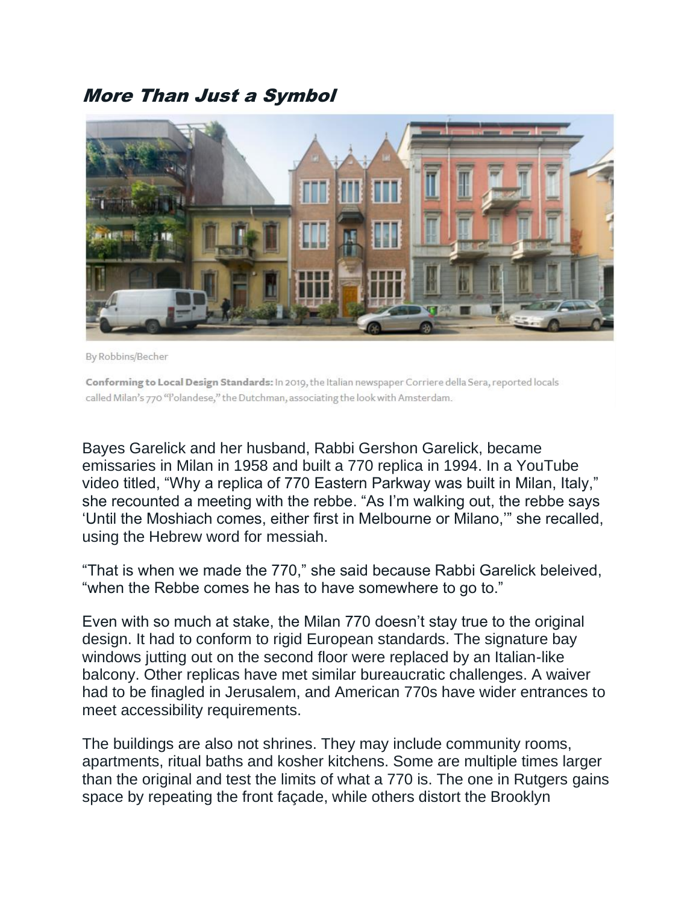## *More Than Just a Symbol*

By Robbins/Becher

**Conforming to Local Design Standards:** In 2019, the Italian newspaper Corriere della Sera, reported locals called Milan's 770 "l'olandese," the Dutchman, associating the look with Amsterdam.

Bayes Garelick and her husband, Rabbi Gershon Garelick, became emissaries in Milan in 1958 and built a 770 replica in 1994. In a YouTube video titled, "Why a replica of 770 Eastern Parkway was built in Milan, Italy," she recounted a meeting with the rebbe. "As I'm walking out, the rebbe says 'Until the Moshiach comes, either first in Melbourne or Milano,'" she recalled, using the Hebrew word for messiah.

"That is when we made the 770," she said because Rabbi Garelick beleived, "when the Rebbe comes he has to have somewhere to go to."

Even with so much at stake, the Milan 770 doesn't stay true to the original design. It had to conform to rigid European standards. The signature bay windows jutting out on the second floor were replaced by an Italian-like balcony. Other replicas have met similar bureaucratic challenges. A waiver had to be finagled in Jerusalem, and American 770s have wider entrances to meet accessibility requirements.

The buildings are also not shrines. They may include community rooms, apartments, ritual baths and kosher kitchens. Some are multiple times larger than the original and test the limits of what a 770 is. The one in Rutgers gains space by repeating the front façade, while others distort the Brooklyn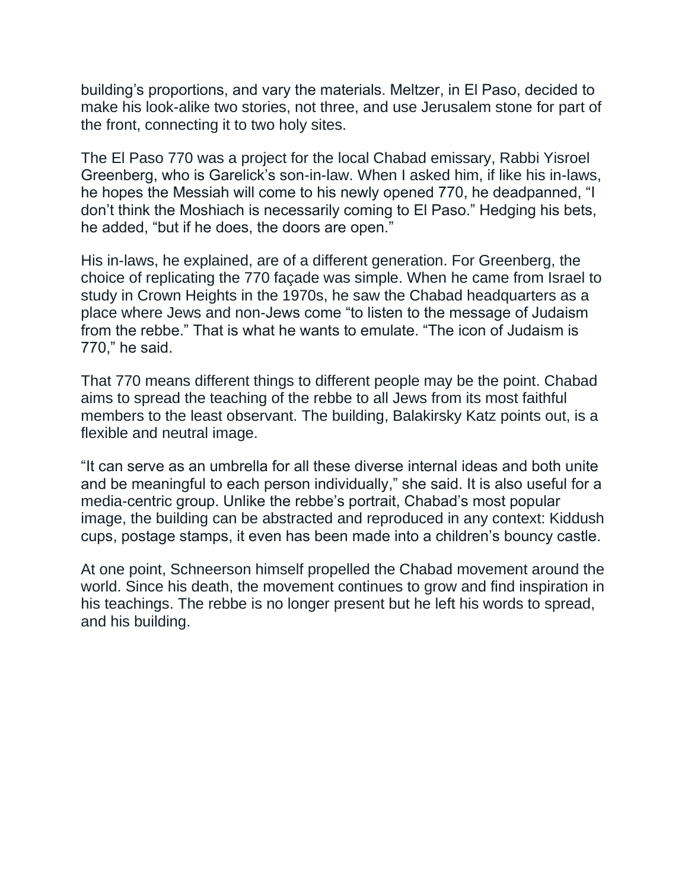building's proportions, and vary the materials. Meltzer, in El Paso, decided to make his look-alike two stories, not three, and use Jerusalem stone for part of the front, connecting it to two holy sites.

The El Paso 770 was a project for the local Chabad emissary, Rabbi Yisroel Greenberg, who is Garelick's son-in-law. When I asked him, if like his in-laws, he hopes the Messiah will come to his newly opened 770, he deadpanned, "I don't think the Moshiach is necessarily coming to El Paso." Hedging his bets, he added, "but if he does, the doors are open."

His in-laws, he explained, are of a different generation. For Greenberg, the choice of replicating the 770 façade was simple. When he came from Israel to study in Crown Heights in the 1970s, he saw the Chabad headquarters as a place where Jews and non-Jews come "to listen to the message of Judaism from the rebbe." That is what he wants to emulate. "The icon of Judaism is 770," he said.

That 770 means different things to different people may be the point. Chabad aims to spread the teaching of the rebbe to all Jews from its most faithful members to the least observant. The building, Balakirsky Katz points out, is a flexible and neutral image.

"It can serve as an umbrella for all these diverse internal ideas and both unite and be meaningful to each person individually," she said. It is also useful for a media-centric group. Unlike the rebbe's portrait, Chabad's most popular image, the building can be abstracted and reproduced in any context: Kiddush cups, postage stamps, it even has been made into a children's bouncy castle.

At one point, Schneerson himself propelled the Chabad movement around the world. Since his death, the movement continues to grow and find inspiration in his teachings. The rebbe is no longer present but he left his words to spread, and his building.